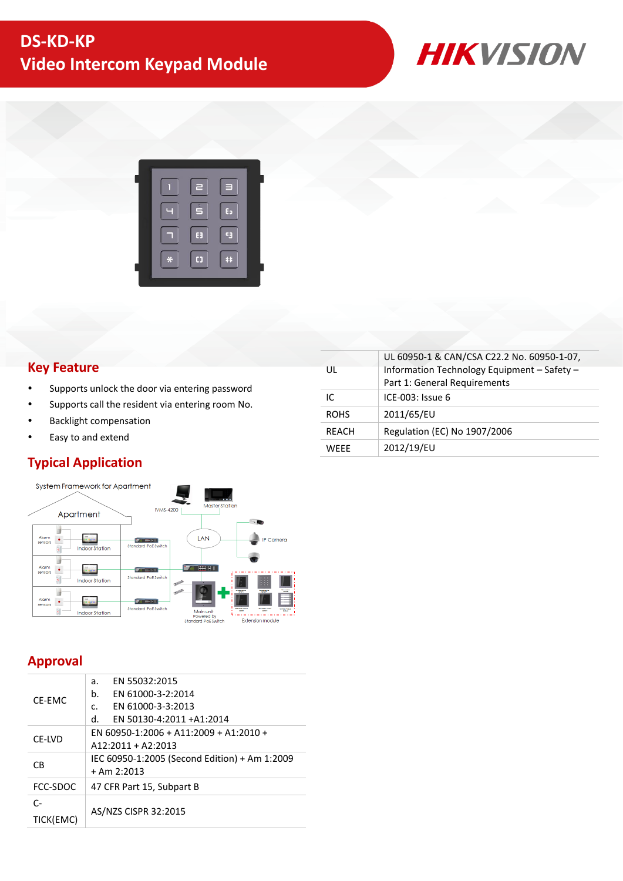# DS-KD-KP
## Video Intercom Keypad Module

## Key Feature

- Supports unlock the door via entering password
- Supports call the resident via entering room No.
- Backlight compensation
- Easy to and extend

## Typical Application

## Approval

| | |
|---|---|
| CE-EMC | a. EN 55032:2015<br>b. EN 61000-3-2:2014<br>c. EN 61000-3-3:2013<br>d. EN 50130-4:2011 +A1:2014 |
| CE-LVD | EN 60950-1:2006 + A11:2009 + A1:2010 + A12:2011 + A2:2013 |
| CB | IEC 60950-1:2005 (Second Edition) + Am 1:2009 + Am 2:2013 |
| FCC-SDOC | 47 CFR Part 15, Subpart B |
| C-TICK(EMC) | AS/NZS CISPR 32:2015 |
| UL | UL 60950-1 & CAN/CSA C22.2 No. 60950-1-07, Information Technology Equipment – Safety – Part 1: General Requirements |
| IC | ICE-003: Issue 6 |
| ROHS | 2011/65/EU |
| REACH | Regulation (EC) No 1907/2006 |
| WEEE | 2012/19/EU |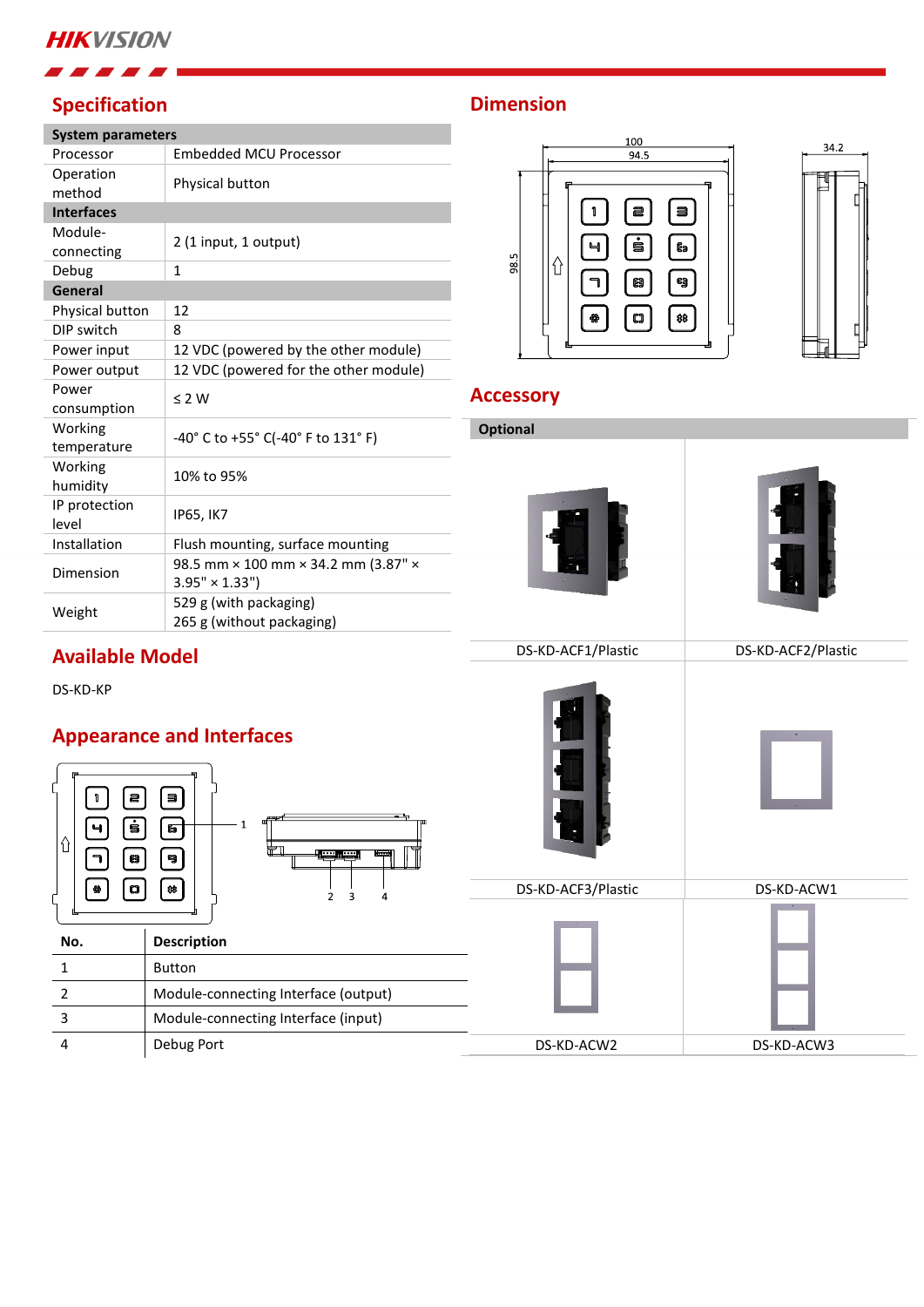## Specification

| System parameters | |
|---|---|
| Processor | Embedded MCU Processor |
| Operation method | Physical button |
| **Interfaces** | |
| Module-connecting | 2 (1 input, 1 output) |
| Debug | 1 |
| **General** | |
| Physical button | 12 |
| DIP switch | 8 |
| Power input | 12 VDC (powered by the other module) |
| Power output | 12 VDC (powered for the other module) |
| Power consumption | ≤ 2 W |
| Working temperature | -40° C to +55° C(-40° F to 131° F) |
| Working humidity | 10% to 95% |
| IP protection level | IP65, IK7 |
| Installation | Flush mounting, surface mounting |
| Dimension | 98.5 mm × 100 mm × 34.2 mm (3.87" × 3.95" × 1.33") |
| Weight | 529 g (with packaging)<br>265 g (without packaging) |

## Available Model

DS-KD-KP

## Appearance and Interfaces

| No. | Description |
|---|---|
| 1 | Button |
| 2 | Module-connecting Interface (output) |
| 3 | Module-connecting Interface (input) |
| 4 | Debug Port |

## Dimension

100
94.5
98.5
34.2

## Accessory

| Optional | |
|---|---|
| DS-KD-ACF1/Plastic | DS-KD-ACF2/Plastic |
| DS-KD-ACF3/Plastic | DS-KD-ACW1 |
| DS-KD-ACW2 | DS-KD-ACW3 |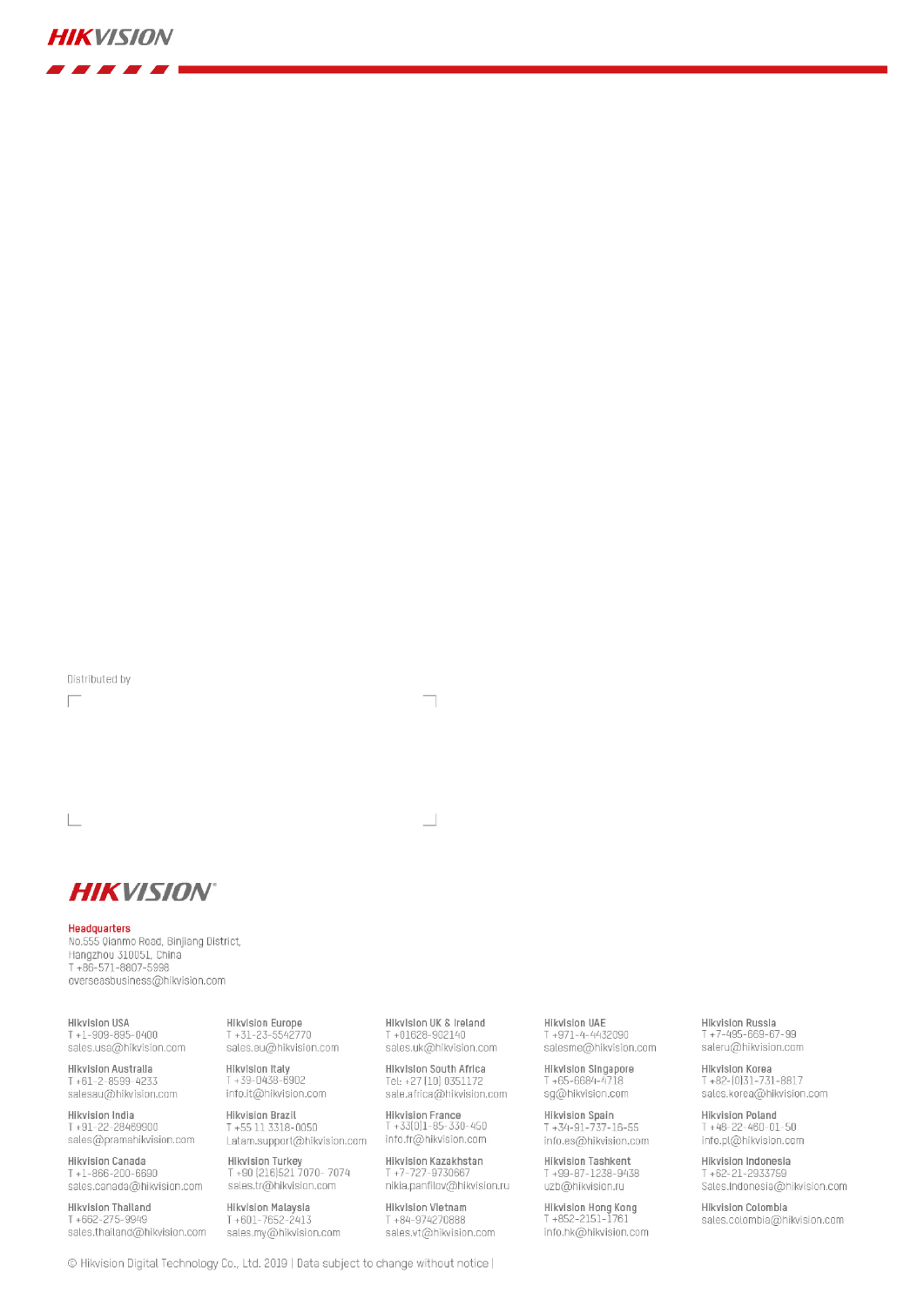Distributed by

**HIKVISION**

**Headquarters**
No.555 Qianmo Road, Binjiang District,
Hangzhou 310051, China
T +86-571-8807-5998
overseasbusiness@hikvision.com

**Hikvision USA**
T +1-909-895-0400
sales.usa@hikvision.com

**Hikvision Australia**
T +61-2-8599-4233
salesau@hikvision.com

**Hikvision India**
T +91-22-28469900
sales@pramahikvision.com

**Hikvision Canada**
T +1-866-200-6690
sales.canada@hikvision.com

**Hikvision Thailand**
T +662-275-9949
sales.thailand@hikvision.com

**Hikvision Europe**
T +31-23-5542770
sales.eu@hikvision.com

**Hikvision Italy**
T +39-0438-6902
info.it@hikvision.com

**Hikvision Brazil**
T +55 11 3318-0050
Latam.support@hikvision.com

**Hikvision Turkey**
T +90 (216)521 7070- 7074
sales.tr@hikvision.com

**Hikvision Malaysia**
T +601-7652-2413
sales.my@hikvision.com

**Hikvision UK & Ireland**
T +01628-902140
sales.uk@hikvision.com

**Hikvision South Africa**
Tel: +27 (10) 0351172
sale.africa@hikvision.com

**Hikvision France**
T +33(0)1-85-330-450
info.fr@hikvision.com

**Hikvision Kazakhstan**
T +7-727-9730667
nikia.panfilov@hikvision.ru

**Hikvision Vietnam**
T +84-974270888
sales.vt@hikvision.com

**Hikvision UAE**
T +971-4-4432090
salesme@hikvision.com

**Hikvision Singapore**
T +65-6684-4718
sg@hikvision.com

**Hikvision Spain**
T +34-91-737-16-55
info.es@hikvision.com

**Hikvision Tashkent**
T +99-87-1238-9438
uzb@hikvision.ru

**Hikvision Hong Kong**
T +852-2151-1761
info.hk@hikvision.com

**Hikvision Russia**
T +7-495-669-67-99
saleru@hikvision.com

**Hikvision Korea**
T +82-(0)31-731-8817
sales.korea@hikvision.com

**Hikvision Poland**
T +48-22-460-01-50
info.pl@hikvision.com

**Hikvision Indonesia**
T +62-21-2933759
Sales.Indonesia@hikvision.com

**Hikvision Colombia**
sales.colombia@hikvision.com

© Hikvision Digital Technology Co., Ltd. 2019 | Data subject to change without notice |